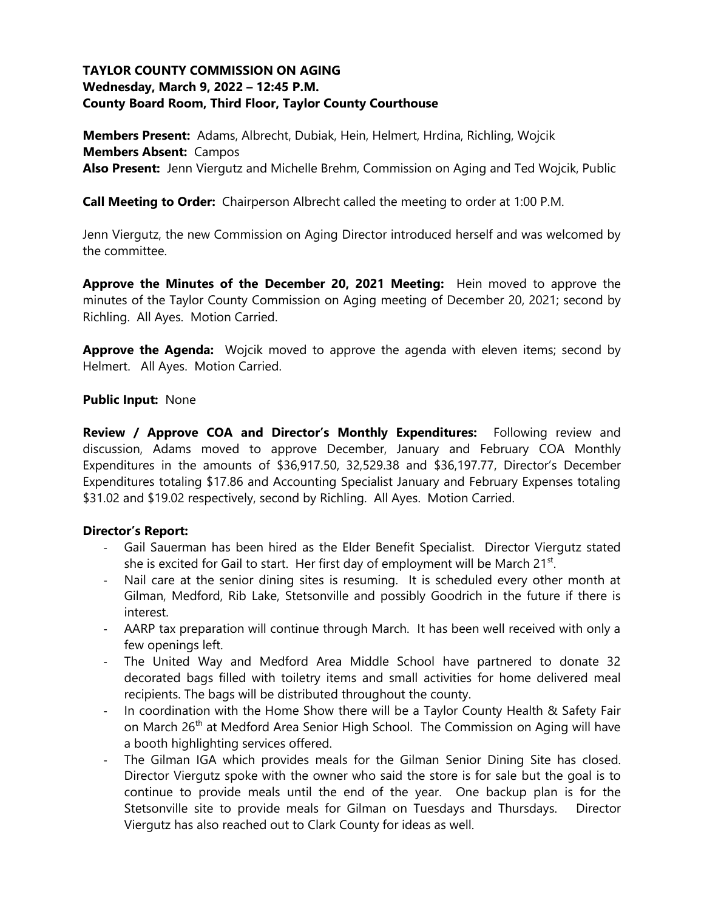**TAYLOR COUNTY COMMISSION ON AGING**
**Wednesday, March 9, 2022 – 12:45 P.M.**
**County Board Room, Third Floor, Taylor County Courthouse**

**Members Present:** Adams, Albrecht, Dubiak, Hein, Helmert, Hrdina, Richling, Wojcik
**Members Absent:** Campos
**Also Present:** Jenn Viergutz and Michelle Brehm, Commission on Aging and Ted Wojcik, Public

**Call Meeting to Order:** Chairperson Albrecht called the meeting to order at 1:00 P.M.

Jenn Viergutz, the new Commission on Aging Director introduced herself and was welcomed by the committee.

**Approve the Minutes of the December 20, 2021 Meeting:** Hein moved to approve the minutes of the Taylor County Commission on Aging meeting of December 20, 2021; second by Richling. All Ayes. Motion Carried.

**Approve the Agenda:** Wojcik moved to approve the agenda with eleven items; second by Helmert. All Ayes. Motion Carried.

**Public Input:** None

**Review / Approve COA and Director's Monthly Expenditures:** Following review and discussion, Adams moved to approve December, January and February COA Monthly Expenditures in the amounts of $36,917.50, 32,529.38 and $36,197.77, Director's December Expenditures totaling $17.86 and Accounting Specialist January and February Expenses totaling $31.02 and $19.02 respectively, second by Richling. All Ayes. Motion Carried.

**Director's Report:**

- Gail Sauerman has been hired as the Elder Benefit Specialist. Director Viergutz stated she is excited for Gail to start. Her first day of employment will be March 21st.
- Nail care at the senior dining sites is resuming. It is scheduled every other month at Gilman, Medford, Rib Lake, Stetsonville and possibly Goodrich in the future if there is interest.
- AARP tax preparation will continue through March. It has been well received with only a few openings left.
- The United Way and Medford Area Middle School have partnered to donate 32 decorated bags filled with toiletry items and small activities for home delivered meal recipients. The bags will be distributed throughout the county.
- In coordination with the Home Show there will be a Taylor County Health & Safety Fair on March 26th at Medford Area Senior High School. The Commission on Aging will have a booth highlighting services offered.
- The Gilman IGA which provides meals for the Gilman Senior Dining Site has closed. Director Viergutz spoke with the owner who said the store is for sale but the goal is to continue to provide meals until the end of the year. One backup plan is for the Stetsonville site to provide meals for Gilman on Tuesdays and Thursdays. Director Viergutz has also reached out to Clark County for ideas as well.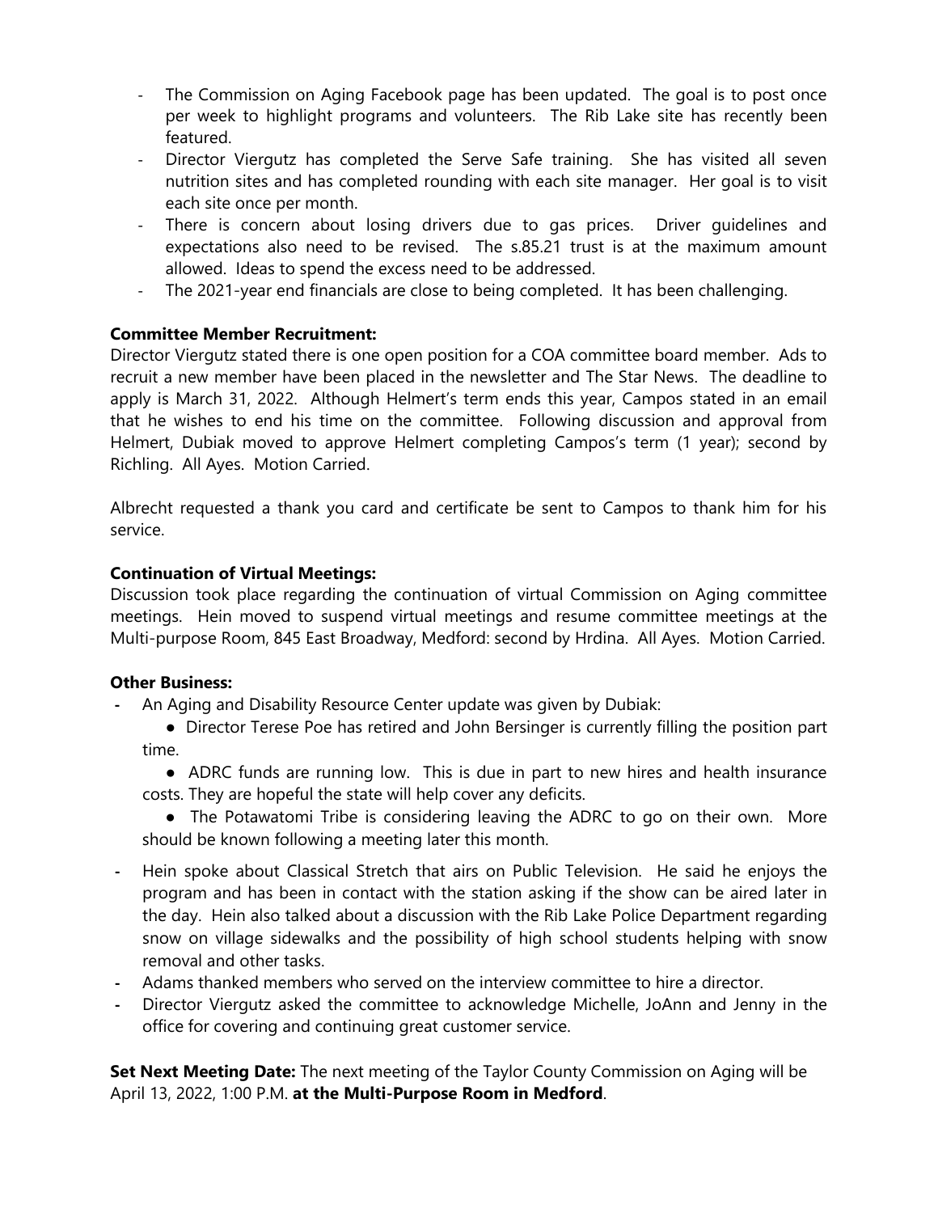- The Commission on Aging Facebook page has been updated. The goal is to post once per week to highlight programs and volunteers. The Rib Lake site has recently been featured.
- Director Viergutz has completed the Serve Safe training. She has visited all seven nutrition sites and has completed rounding with each site manager. Her goal is to visit each site once per month.
- There is concern about losing drivers due to gas prices. Driver guidelines and expectations also need to be revised. The s.85.21 trust is at the maximum amount allowed. Ideas to spend the excess need to be addressed.
- The 2021-year end financials are close to being completed. It has been challenging.

**Committee Member Recruitment:**
Director Viergutz stated there is one open position for a COA committee board member. Ads to recruit a new member have been placed in the newsletter and The Star News. The deadline to apply is March 31, 2022. Although Helmert's term ends this year, Campos stated in an email that he wishes to end his time on the committee. Following discussion and approval from Helmert, Dubiak moved to approve Helmert completing Campos's term (1 year); second by Richling. All Ayes. Motion Carried.

Albrecht requested a thank you card and certificate be sent to Campos to thank him for his service.

**Continuation of Virtual Meetings:**
Discussion took place regarding the continuation of virtual Commission on Aging committee meetings. Hein moved to suspend virtual meetings and resume committee meetings at the Multi-purpose Room, 845 East Broadway, Medford: second by Hrdina. All Ayes. Motion Carried.

**Other Business:**

- An Aging and Disability Resource Center update was given by Dubiak:
  - Director Terese Poe has retired and John Bersinger is currently filling the position part time.
  - ADRC funds are running low. This is due in part to new hires and health insurance costs. They are hopeful the state will help cover any deficits.
  - The Potawatomi Tribe is considering leaving the ADRC to go on their own. More should be known following a meeting later this month.
- Hein spoke about Classical Stretch that airs on Public Television. He said he enjoys the program and has been in contact with the station asking if the show can be aired later in the day. Hein also talked about a discussion with the Rib Lake Police Department regarding snow on village sidewalks and the possibility of high school students helping with snow removal and other tasks.
- Adams thanked members who served on the interview committee to hire a director.
- Director Viergutz asked the committee to acknowledge Michelle, JoAnn and Jenny in the office for covering and continuing great customer service.

**Set Next Meeting Date:** The next meeting of the Taylor County Commission on Aging will be April 13, 2022, 1:00 P.M. **at the Multi-Purpose Room in Medford**.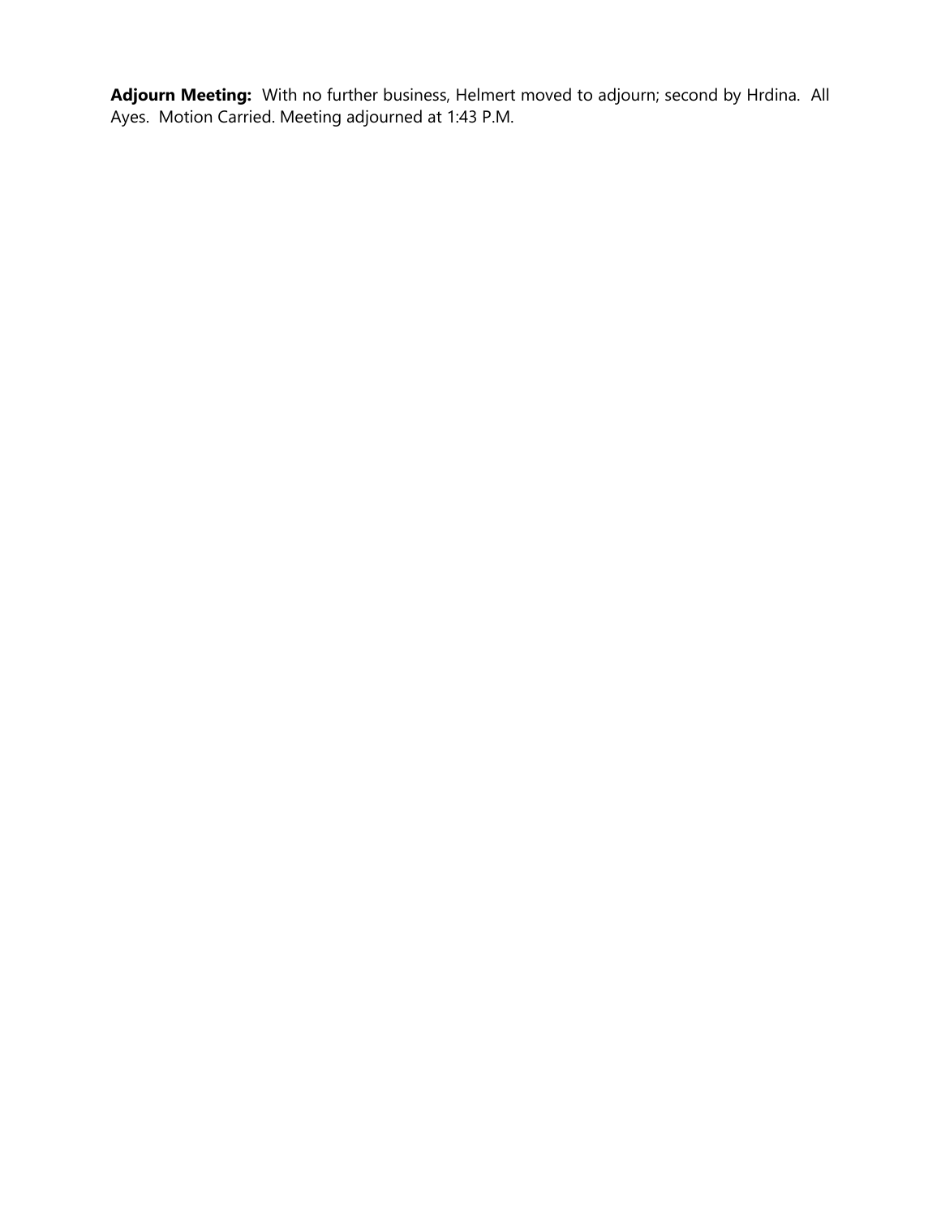**Adjourn Meeting:** With no further business, Helmert moved to adjourn; second by Hrdina. All Ayes. Motion Carried. Meeting adjourned at 1:43 P.M.